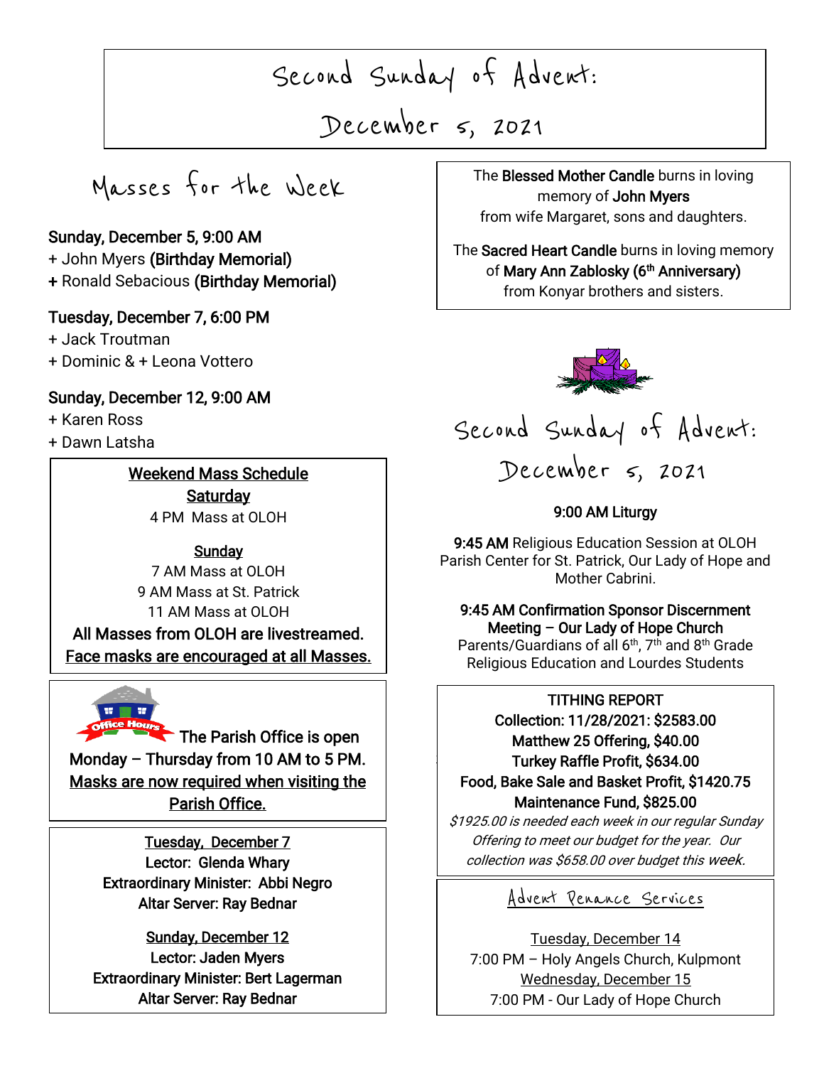# Second Sunday of Advent: December 5, 2021

## Masses for the Week

**Sunday, December 5, 9:00 AM**
+ John Myers **(Birthday Memorial)**
+ Ronald Sebacious **(Birthday Memorial)**

**Tuesday, December 7, 6:00 PM**
+ Jack Troutman
+ Dominic & + Leona Vottero

**Sunday, December 12, 9:00 AM**
+ Karen Ross
+ Dawn Latsha

**Weekend Mass Schedule**

**Saturday**
4 PM Mass at OLOH

**Sunday**
7 AM Mass at OLOH
9 AM Mass at St. Patrick
11 AM Mass at OLOH

**All Masses from OLOH are livestreamed.**
**Face masks are encouraged at all Masses.**

**The Parish Office is open Monday – Thursday from 10 AM to 5 PM. Masks are now required when visiting the Parish Office.**

**Tuesday, December 7**
**Lector: Glenda Whary**
**Extraordinary Minister: Abbi Negro**
**Altar Server: Ray Bednar**

**Sunday, December 12**
**Lector: Jaden Myers**
**Extraordinary Minister: Bert Lagerman**
**Altar Server: Ray Bednar**

The **Blessed Mother Candle** burns in loving memory of **John Myers** from wife Margaret, sons and daughters.

The **Sacred Heart Candle** burns in loving memory of **Mary Ann Zablosky (6th Anniversary)** from Konyar brothers and sisters.

## Second Sunday of Advent: December 5, 2021

**9:00 AM Liturgy**

**9:45 AM** Religious Education Session at OLOH Parish Center for St. Patrick, Our Lady of Hope and Mother Cabrini.

**9:45 AM Confirmation Sponsor Discernment Meeting – Our Lady of Hope Church**
Parents/Guardians of all 6th, 7th and 8th Grade Religious Education and Lourdes Students

**TITHING REPORT**
**Collection: 11/28/2021: $2583.00**
**Matthew 25 Offering, $40.00**
**Turkey Raffle Profit, $634.00**
**Food, Bake Sale and Basket Profit, $1420.75**
**Maintenance Fund, $825.00**
*$1925.00 is needed each week in our regular Sunday Offering to meet our budget for the year. Our collection was $658.00 over budget this week.*

**Advent Penance Services**

Tuesday, December 14
7:00 PM – Holy Angels Church, Kulpmont
Wednesday, December 15
7:00 PM - Our Lady of Hope Church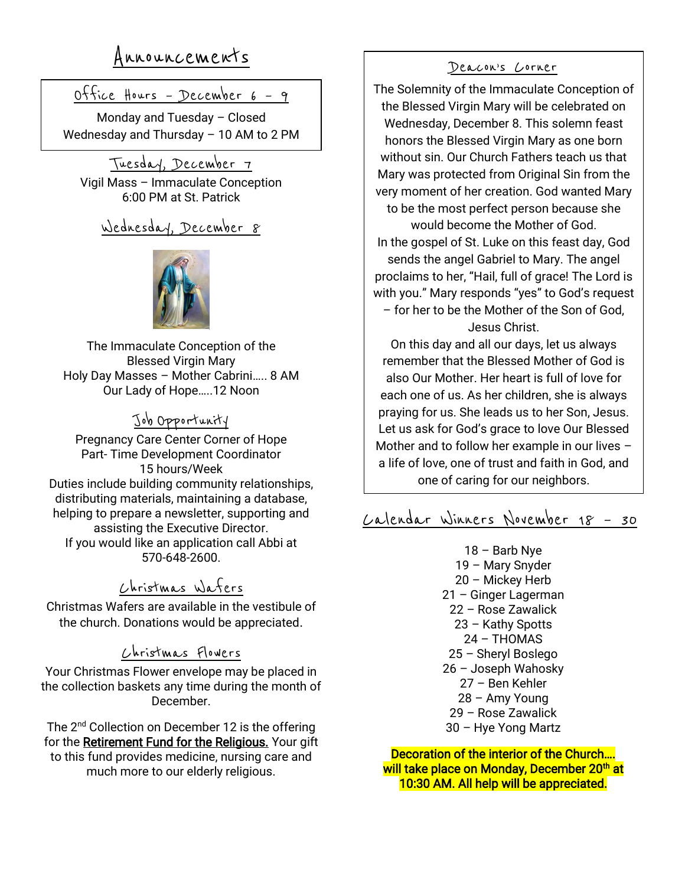# Announcements

## Office Hours – December 6 – 9

Monday and Tuesday – Closed
Wednesday and Thursday – 10 AM to 2 PM

## Tuesday, December 7

Vigil Mass – Immaculate Conception
6:00 PM at St. Patrick

## Wednesday, December 8

The Immaculate Conception of the Blessed Virgin Mary
Holy Day Masses – Mother Cabrini….. 8 AM
Our Lady of Hope…..12 Noon

## Job Opportunity

Pregnancy Care Center Corner of Hope
Part- Time Development Coordinator
15 hours/Week
Duties include building community relationships, distributing materials, maintaining a database, helping to prepare a newsletter, supporting and assisting the Executive Director.
If you would like an application call Abbi at 570-648-2600.

## Christmas Wafers

Christmas Wafers are available in the vestibule of the church. Donations would be appreciated.

## Christmas Flowers

Your Christmas Flower envelope may be placed in the collection baskets any time during the month of December.

The 2nd Collection on December 12 is the offering for the Retirement Fund for the Religious. Your gift to this fund provides medicine, nursing care and much more to our elderly religious.

## Deacon's Corner

The Solemnity of the Immaculate Conception of the Blessed Virgin Mary will be celebrated on Wednesday, December 8. This solemn feast honors the Blessed Virgin Mary as one born without sin. Our Church Fathers teach us that Mary was protected from Original Sin from the very moment of her creation. God wanted Mary to be the most perfect person because she would become the Mother of God.

In the gospel of St. Luke on this feast day, God sends the angel Gabriel to Mary. The angel proclaims to her, "Hail, full of grace! The Lord is with you." Mary responds "yes" to God's request – for her to be the Mother of the Son of God, Jesus Christ.

On this day and all our days, let us always remember that the Blessed Mother of God is also Our Mother. Her heart is full of love for each one of us. As her children, she is always praying for us. She leads us to her Son, Jesus. Let us ask for God's grace to love Our Blessed Mother and to follow her example in our lives – a life of love, one of trust and faith in God, and one of caring for our neighbors.

## Calendar Winners November 18 – 30

18 – Barb Nye
19 – Mary Snyder
20 – Mickey Herb
21 – Ginger Lagerman
22 – Rose Zawalick
23 – Kathy Spotts
24 – THOMAS
25 – Sheryl Boslego
26 – Joseph Wahosky
27 – Ben Kehler
28 – Amy Young
29 – Rose Zawalick
30 – Hye Yong Martz

**Decoration of the interior of the Church…. will take place on Monday, December 20th at 10:30 AM. All help will be appreciated.**